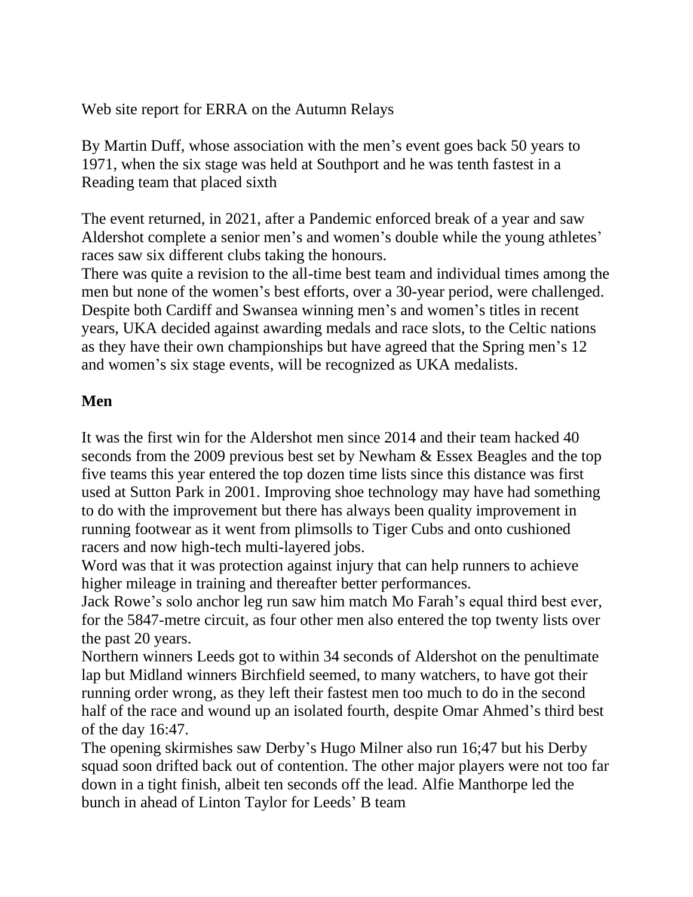Web site report for ERRA on the Autumn Relays

By Martin Duff, whose association with the men's event goes back 50 years to 1971, when the six stage was held at Southport and he was tenth fastest in a Reading team that placed sixth

The event returned, in 2021, after a Pandemic enforced break of a year and saw Aldershot complete a senior men's and women's double while the young athletes' races saw six different clubs taking the honours.
There was quite a revision to the all-time best team and individual times among the men but none of the women's best efforts, over a 30-year period, were challenged. Despite both Cardiff and Swansea winning men's and women's titles in recent years, UKA decided against awarding medals and race slots, to the Celtic nations as they have their own championships but have agreed that the Spring men's 12 and women's six stage events, will be recognized as UKA medalists.

## Men

It was the first win for the Aldershot men since 2014 and their team hacked 40 seconds from the 2009 previous best set by Newham & Essex Beagles and the top five teams this year entered the top dozen time lists since this distance was first used at Sutton Park in 2001. Improving shoe technology may have had something to do with the improvement but there has always been quality improvement in running footwear as it went from plimsolls to Tiger Cubs and onto cushioned racers and now high-tech multi-layered jobs.
Word was that it was protection against injury that can help runners to achieve higher mileage in training and thereafter better performances.
Jack Rowe's solo anchor leg run saw him match Mo Farah's equal third best ever, for the 5847-metre circuit, as four other men also entered the top twenty lists over the past 20 years.
Northern winners Leeds got to within 34 seconds of Aldershot on the penultimate lap but Midland winners Birchfield seemed, to many watchers, to have got their running order wrong, as they left their fastest men too much to do in the second half of the race and wound up an isolated fourth, despite Omar Ahmed's third best of the day 16:47.
The opening skirmishes saw Derby's Hugo Milner also run 16;47 but his Derby squad soon drifted back out of contention. The other major players were not too far down in a tight finish, albeit ten seconds off the lead. Alfie Manthorpe led the bunch in ahead of Linton Taylor for Leeds' B team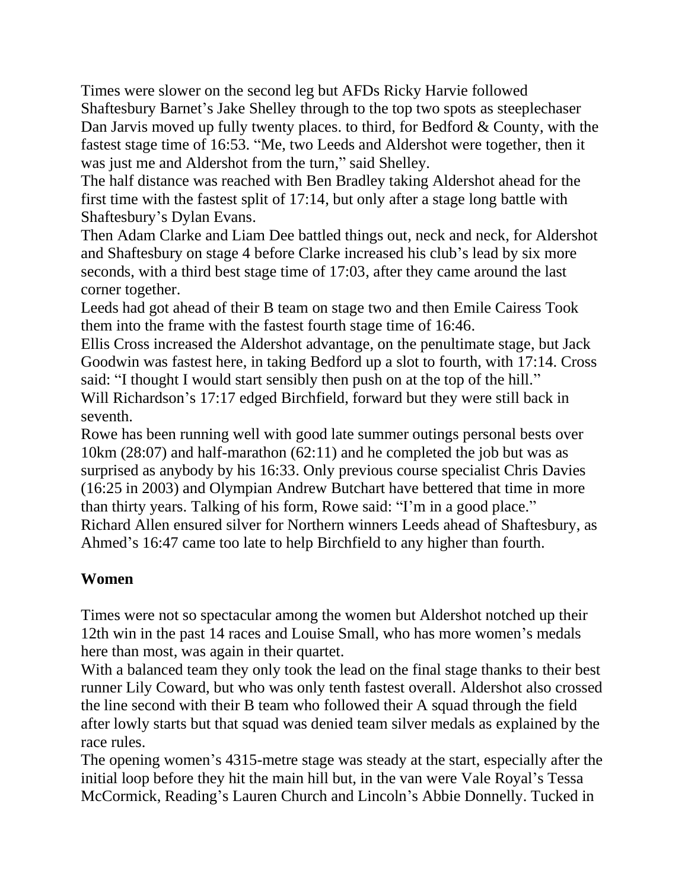Times were slower on the second leg but AFDs Ricky Harvie followed Shaftesbury Barnet's Jake Shelley through to the top two spots as steeplechaser Dan Jarvis moved up fully twenty places. to third, for Bedford & County, with the fastest stage time of 16:53. "Me, two Leeds and Aldershot were together, then it was just me and Aldershot from the turn," said Shelley.

The half distance was reached with Ben Bradley taking Aldershot ahead for the first time with the fastest split of 17:14, but only after a stage long battle with Shaftesbury's Dylan Evans.

Then Adam Clarke and Liam Dee battled things out, neck and neck, for Aldershot and Shaftesbury on stage 4 before Clarke increased his club's lead by six more seconds, with a third best stage time of 17:03, after they came around the last corner together.

Leeds had got ahead of their B team on stage two and then Emile Cairess Took them into the frame with the fastest fourth stage time of 16:46.

Ellis Cross increased the Aldershot advantage, on the penultimate stage, but Jack Goodwin was fastest here, in taking Bedford up a slot to fourth, with 17:14. Cross said: "I thought I would start sensibly then push on at the top of the hill."

Will Richardson's 17:17 edged Birchfield, forward but they were still back in seventh.

Rowe has been running well with good late summer outings personal bests over 10km (28:07) and half-marathon (62:11) and he completed the job but was as surprised as anybody by his 16:33. Only previous course specialist Chris Davies (16:25 in 2003) and Olympian Andrew Butchart have bettered that time in more than thirty years. Talking of his form, Rowe said: "I'm in a good place."

Richard Allen ensured silver for Northern winners Leeds ahead of Shaftesbury, as Ahmed's 16:47 came too late to help Birchfield to any higher than fourth.

## Women

Times were not so spectacular among the women but Aldershot notched up their 12th win in the past 14 races and Louise Small, who has more women's medals here than most, was again in their quartet.

With a balanced team they only took the lead on the final stage thanks to their best runner Lily Coward, but who was only tenth fastest overall. Aldershot also crossed the line second with their B team who followed their A squad through the field after lowly starts but that squad was denied team silver medals as explained by the race rules.

The opening women's 4315-metre stage was steady at the start, especially after the initial loop before they hit the main hill but, in the van were Vale Royal's Tessa McCormick, Reading's Lauren Church and Lincoln's Abbie Donnelly. Tucked in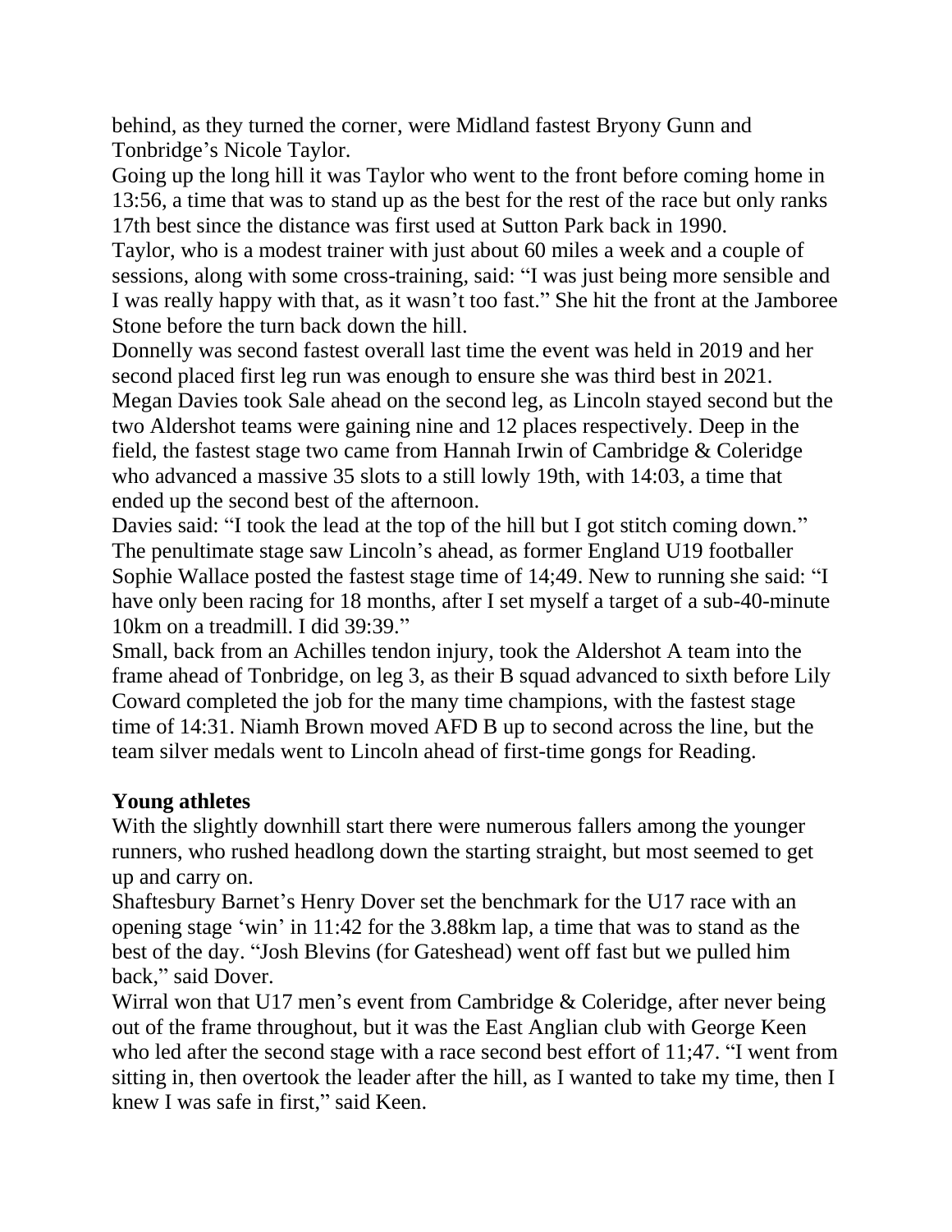behind, as they turned the corner, were Midland fastest Bryony Gunn and Tonbridge's Nicole Taylor.

Going up the long hill it was Taylor who went to the front before coming home in 13:56, a time that was to stand up as the best for the rest of the race but only ranks 17th best since the distance was first used at Sutton Park back in 1990.

Taylor, who is a modest trainer with just about 60 miles a week and a couple of sessions, along with some cross-training, said: "I was just being more sensible and I was really happy with that, as it wasn't too fast." She hit the front at the Jamboree Stone before the turn back down the hill.

Donnelly was second fastest overall last time the event was held in 2019 and her second placed first leg run was enough to ensure she was third best in 2021.

Megan Davies took Sale ahead on the second leg, as Lincoln stayed second but the two Aldershot teams were gaining nine and 12 places respectively. Deep in the field, the fastest stage two came from Hannah Irwin of Cambridge & Coleridge who advanced a massive 35 slots to a still lowly 19th, with 14:03, a time that ended up the second best of the afternoon.

Davies said: "I took the lead at the top of the hill but I got stitch coming down."

The penultimate stage saw Lincoln's ahead, as former England U19 footballer Sophie Wallace posted the fastest stage time of 14;49. New to running she said: "I have only been racing for 18 months, after I set myself a target of a sub-40-minute 10km on a treadmill. I did 39:39."

Small, back from an Achilles tendon injury, took the Aldershot A team into the frame ahead of Tonbridge, on leg 3, as their B squad advanced to sixth before Lily Coward completed the job for the many time champions, with the fastest stage time of 14:31. Niamh Brown moved AFD B up to second across the line, but the team silver medals went to Lincoln ahead of first-time gongs for Reading.

**Young athletes**

With the slightly downhill start there were numerous fallers among the younger runners, who rushed headlong down the starting straight, but most seemed to get up and carry on.

Shaftesbury Barnet's Henry Dover set the benchmark for the U17 race with an opening stage 'win' in 11:42 for the 3.88km lap, a time that was to stand as the best of the day. "Josh Blevins (for Gateshead) went off fast but we pulled him back," said Dover.

Wirral won that U17 men's event from Cambridge & Coleridge, after never being out of the frame throughout, but it was the East Anglian club with George Keen who led after the second stage with a race second best effort of 11;47. "I went from sitting in, then overtook the leader after the hill, as I wanted to take my time, then I knew I was safe in first," said Keen.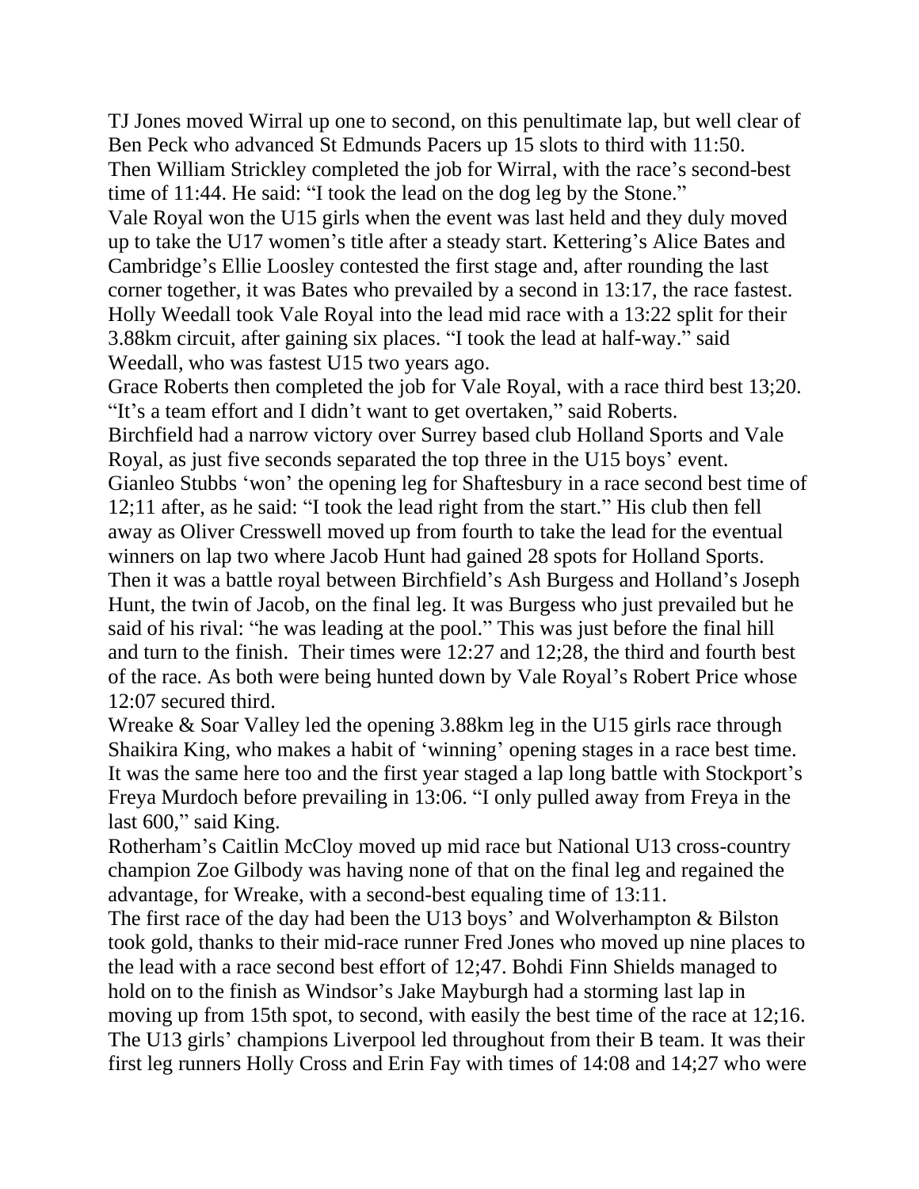TJ Jones moved Wirral up one to second, on this penultimate lap, but well clear of Ben Peck who advanced St Edmunds Pacers up 15 slots to third with 11:50. Then William Strickley completed the job for Wirral, with the race's second-best time of 11:44. He said: "I took the lead on the dog leg by the Stone."

Vale Royal won the U15 girls when the event was last held and they duly moved up to take the U17 women's title after a steady start. Kettering's Alice Bates and Cambridge's Ellie Loosley contested the first stage and, after rounding the last corner together, it was Bates who prevailed by a second in 13:17, the race fastest. Holly Weedall took Vale Royal into the lead mid race with a 13:22 split for their 3.88km circuit, after gaining six places. "I took the lead at half-way." said Weedall, who was fastest U15 two years ago.

Grace Roberts then completed the job for Vale Royal, with a race third best 13;20. "It's a team effort and I didn't want to get overtaken," said Roberts.

Birchfield had a narrow victory over Surrey based club Holland Sports and Vale Royal, as just five seconds separated the top three in the U15 boys' event. Gianleo Stubbs 'won' the opening leg for Shaftesbury in a race second best time of 12;11 after, as he said: "I took the lead right from the start." His club then fell away as Oliver Cresswell moved up from fourth to take the lead for the eventual winners on lap two where Jacob Hunt had gained 28 spots for Holland Sports. Then it was a battle royal between Birchfield's Ash Burgess and Holland's Joseph Hunt, the twin of Jacob, on the final leg. It was Burgess who just prevailed but he said of his rival: "he was leading at the pool." This was just before the final hill and turn to the finish. Their times were 12:27 and 12;28, the third and fourth best of the race. As both were being hunted down by Vale Royal's Robert Price whose 12:07 secured third.

Wreake & Soar Valley led the opening 3.88km leg in the U15 girls race through Shaikira King, who makes a habit of 'winning' opening stages in a race best time. It was the same here too and the first year staged a lap long battle with Stockport's Freya Murdoch before prevailing in 13:06. "I only pulled away from Freya in the last 600," said King.

Rotherham's Caitlin McCloy moved up mid race but National U13 cross-country champion Zoe Gilbody was having none of that on the final leg and regained the advantage, for Wreake, with a second-best equaling time of 13:11.

The first race of the day had been the U13 boys' and Wolverhampton & Bilston took gold, thanks to their mid-race runner Fred Jones who moved up nine places to the lead with a race second best effort of 12;47. Bohdi Finn Shields managed to hold on to the finish as Windsor's Jake Mayburgh had a storming last lap in moving up from 15th spot, to second, with easily the best time of the race at 12;16.

The U13 girls' champions Liverpool led throughout from their B team. It was their first leg runners Holly Cross and Erin Fay with times of 14:08 and 14;27 who were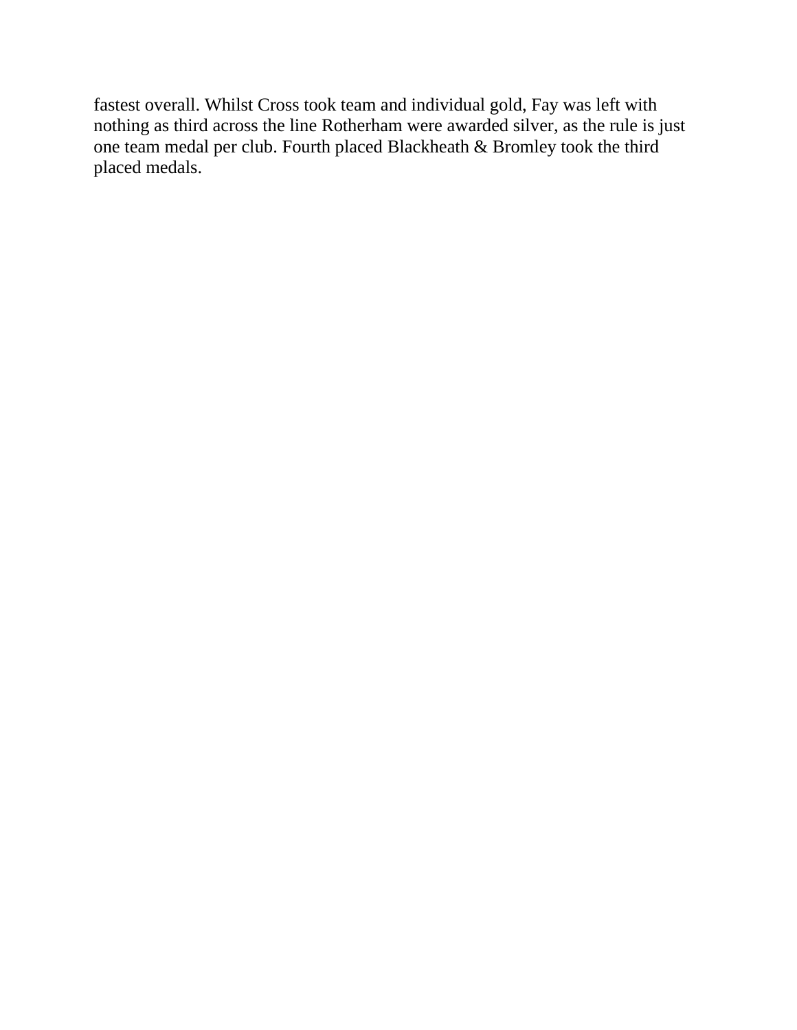fastest overall. Whilst Cross took team and individual gold, Fay was left with nothing as third across the line Rotherham were awarded silver, as the rule is just one team medal per club. Fourth placed Blackheath & Bromley took the third placed medals.